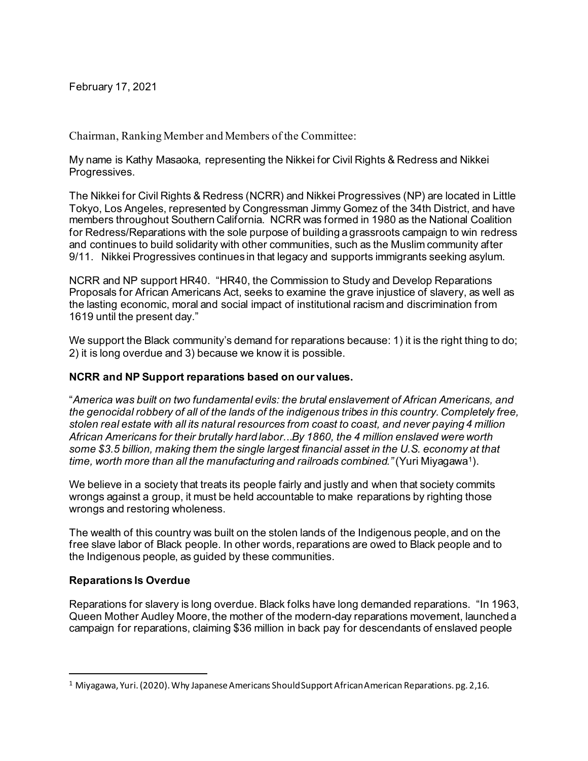February 17, 2021

Chairman, Ranking Member and Members of the Committee:

My name is Kathy Masaoka, representing the Nikkei for Civil Rights & Redress and Nikkei Progressives.

The Nikkei for Civil Rights & Redress (NCRR) and Nikkei Progressives (NP) are located in Little Tokyo, Los Angeles, represented by Congressman Jimmy Gomez of the 34th District, and have members throughout Southern California. NCRR was formed in 1980 as the National Coalition for Redress/Reparations with the sole purpose of building a grassroots campaign to win redress and continues to build solidarity with other communities, such as the Muslim community after 9/11. Nikkei Progressives continues in that legacy and supports immigrants seeking asylum.

NCRR and NP support HR40. "HR40, the Commission to Study and Develop Reparations Proposals for African Americans Act, seeks to examine the grave injustice of slavery, as well as the lasting economic, moral and social impact of institutional racism and discrimination from 1619 until the present day."

We support the Black community's demand for reparations because: 1) it is the right thing to do; 2) it is long overdue and 3) because we know it is possible.

**NCRR and NP Support reparations based on our values.**

"*America was built on two fundamental evils: the brutal enslavement of African Americans, and the genocidal robbery of all of the lands of the indigenous tribes in this country. Completely free, stolen real estate with all its natural resources from coast to coast, and never paying 4 million African Americans for their brutally hard labor…By 1860, the 4 million enslaved were worth some $3.5 billion, making them the single largest financial asset in the U.S. economy at that time, worth more than all the manufacturing and railroads combined."* (Yuri Miyagawa[1]).

We believe in a society that treats its people fairly and justly and when that society commits wrongs against a group, it must be held accountable to make reparations by righting those wrongs and restoring wholeness.

The wealth of this country was built on the stolen lands of the Indigenous people, and on the free slave labor of Black people. In other words, reparations are owed to Black people and to the Indigenous people, as guided by these communities.

**Reparations Is Overdue**

Reparations for slavery is long overdue. Black folks have long demanded reparations. "In 1963, Queen Mother Audley Moore, the mother of the modern-day reparations movement, launched a campaign for reparations, claiming $36 million in back pay for descendants of enslaved people

[1] Miyagawa, Yuri. (2020). Why Japanese Americans Should Support African American Reparations. pg. 2,16.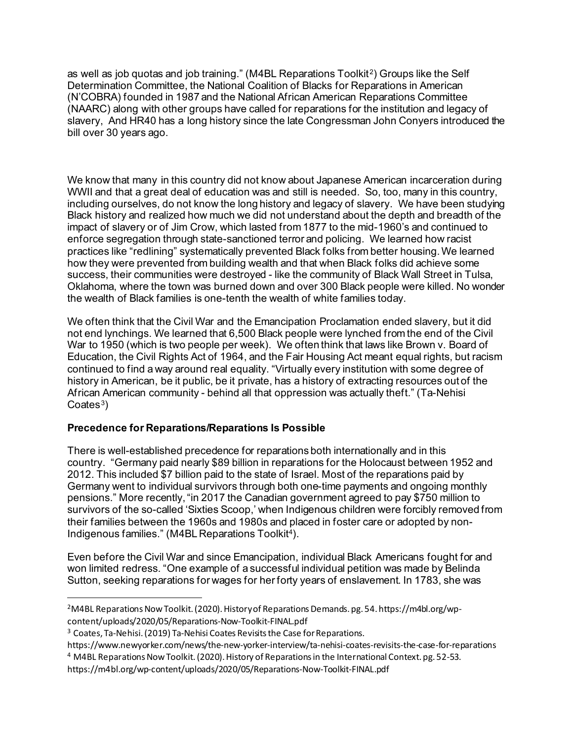as well as job quotas and job training." (M4BL Reparations Toolkit[2]) Groups like the Self Determination Committee, the National Coalition of Blacks for Reparations in American (N'COBRA) founded in 1987 and the National African American Reparations Committee (NAARC) along with other groups have called for reparations for the institution and legacy of slavery, And HR40 has a long history since the late Congressman John Conyers introduced the bill over 30 years ago.

We know that many in this country did not know about Japanese American incarceration during WWII and that a great deal of education was and still is needed. So, too, many in this country, including ourselves, do not know the long history and legacy of slavery. We have been studying Black history and realized how much we did not understand about the depth and breadth of the impact of slavery or of Jim Crow, which lasted from 1877 to the mid-1960's and continued to enforce segregation through state-sanctioned terror and policing. We learned how racist practices like "redlining" systematically prevented Black folks from better housing. We learned how they were prevented from building wealth and that when Black folks did achieve some success, their communities were destroyed - like the community of Black Wall Street in Tulsa, Oklahoma, where the town was burned down and over 300 Black people were killed. No wonder the wealth of Black families is one-tenth the wealth of white families today.

We often think that the Civil War and the Emancipation Proclamation ended slavery, but it did not end lynchings. We learned that 6,500 Black people were lynched from the end of the Civil War to 1950 (which is two people per week). We often think that laws like Brown v. Board of Education, the Civil Rights Act of 1964, and the Fair Housing Act meant equal rights, but racism continued to find a way around real equality. "Virtually every institution with some degree of history in American, be it public, be it private, has a history of extracting resources out of the African American community - behind all that oppression was actually theft." (Ta-Nehisi Coates[3])

**Precedence for Reparations/Reparations Is Possible**

There is well-established precedence for reparations both internationally and in this country. "Germany paid nearly $89 billion in reparations for the Holocaust between 1952 and 2012. This included $7 billion paid to the state of Israel. Most of the reparations paid by Germany went to individual survivors through both one-time payments and ongoing monthly pensions." More recently, "in 2017 the Canadian government agreed to pay $750 million to survivors of the so-called 'Sixties Scoop,' when Indigenous children were forcibly removed from their families between the 1960s and 1980s and placed in foster care or adopted by non-Indigenous families." (M4BL Reparations Toolkit[4]).

Even before the Civil War and since Emancipation, individual Black Americans fought for and won limited redress. "One example of a successful individual petition was made by Belinda Sutton, seeking reparations for wages for her forty years of enslavement. In 1783, she was

---

[2] M4BL Reparations Now Toolkit. (2020). History of Reparations Demands. pg. 54. https://m4bl.org/wp-content/uploads/2020/05/Reparations-Now-Toolkit-FINAL.pdf

[3] Coates, Ta-Nehisi. (2019) Ta-Nehisi Coates Revisits the Case for Reparations. https://www.newyorker.com/news/the-new-yorker-interview/ta-nehisi-coates-revisits-the-case-for-reparations

[4] M4BL Reparations Now Toolkit. (2020). History of Reparations in the International Context. pg. 52-53. https://m4bl.org/wp-content/uploads/2020/05/Reparations-Now-Toolkit-FINAL.pdf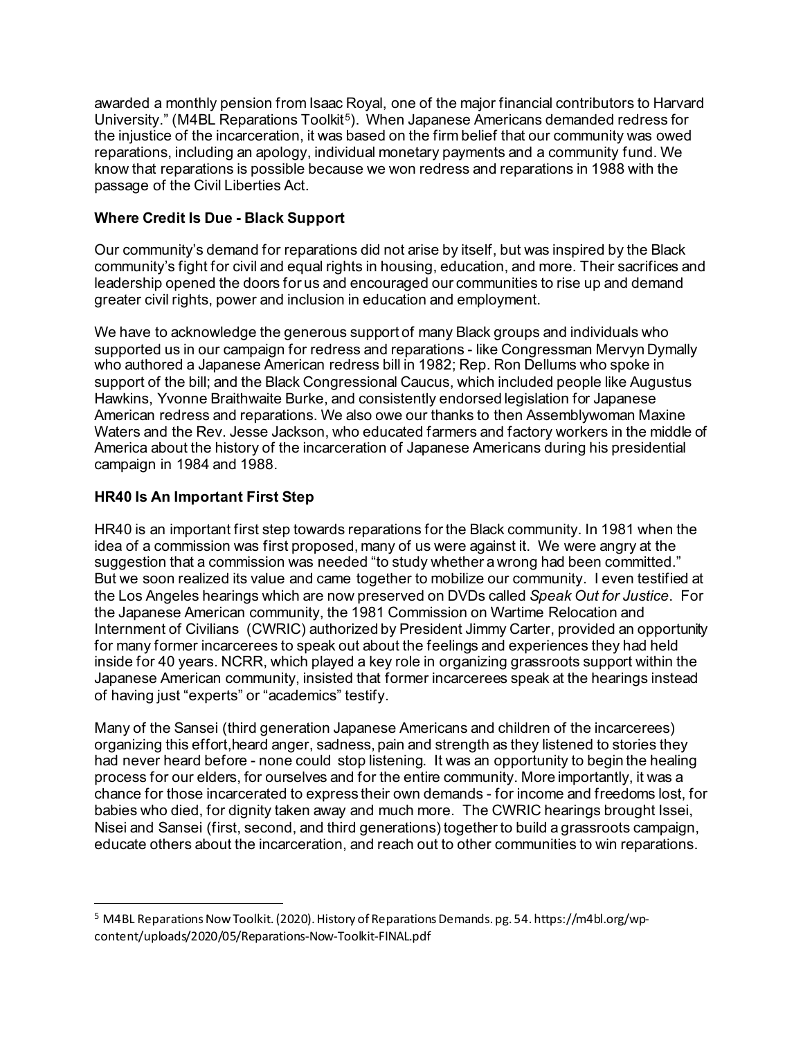awarded a monthly pension from Isaac Royal, one of the major financial contributors to Harvard University." (M4BL Reparations Toolkit[5]). When Japanese Americans demanded redress for the injustice of the incarceration, it was based on the firm belief that our community was owed reparations, including an apology, individual monetary payments and a community fund. We know that reparations is possible because we won redress and reparations in 1988 with the passage of the Civil Liberties Act.

**Where Credit Is Due - Black Support**

Our community's demand for reparations did not arise by itself, but was inspired by the Black community's fight for civil and equal rights in housing, education, and more. Their sacrifices and leadership opened the doors for us and encouraged our communities to rise up and demand greater civil rights, power and inclusion in education and employment.

We have to acknowledge the generous support of many Black groups and individuals who supported us in our campaign for redress and reparations - like Congressman Mervyn Dymally who authored a Japanese American redress bill in 1982; Rep. Ron Dellums who spoke in support of the bill; and the Black Congressional Caucus, which included people like Augustus Hawkins, Yvonne Braithwaite Burke, and consistently endorsed legislation for Japanese American redress and reparations. We also owe our thanks to then Assemblywoman Maxine Waters and the Rev. Jesse Jackson, who educated farmers and factory workers in the middle of America about the history of the incarceration of Japanese Americans during his presidential campaign in 1984 and 1988.

**HR40 Is An Important First Step**

HR40 is an important first step towards reparations for the Black community. In 1981 when the idea of a commission was first proposed, many of us were against it. We were angry at the suggestion that a commission was needed "to study whether a wrong had been committed." But we soon realized its value and came together to mobilize our community. I even testified at the Los Angeles hearings which are now preserved on DVDs called *Speak Out for Justice*. For the Japanese American community, the 1981 Commission on Wartime Relocation and Internment of Civilians (CWRIC) authorized by President Jimmy Carter, provided an opportunity for many former incarcerees to speak out about the feelings and experiences they had held inside for 40 years. NCRR, which played a key role in organizing grassroots support within the Japanese American community, insisted that former incarcerees speak at the hearings instead of having just "experts" or "academics" testify.

Many of the Sansei (third generation Japanese Americans and children of the incarcerees) organizing this effort,heard anger, sadness, pain and strength as they listened to stories they had never heard before - none could stop listening. It was an opportunity to begin the healing process for our elders, for ourselves and for the entire community. More importantly, it was a chance for those incarcerated to express their own demands - for income and freedoms lost, for babies who died, for dignity taken away and much more. The CWRIC hearings brought Issei, Nisei and Sansei (first, second, and third generations) together to build a grassroots campaign, educate others about the incarceration, and reach out to other communities to win reparations.

---

[5] M4BL Reparations Now Toolkit. (2020). History of Reparations Demands. pg. 54. https://m4bl.org/wp-content/uploads/2020/05/Reparations-Now-Toolkit-FINAL.pdf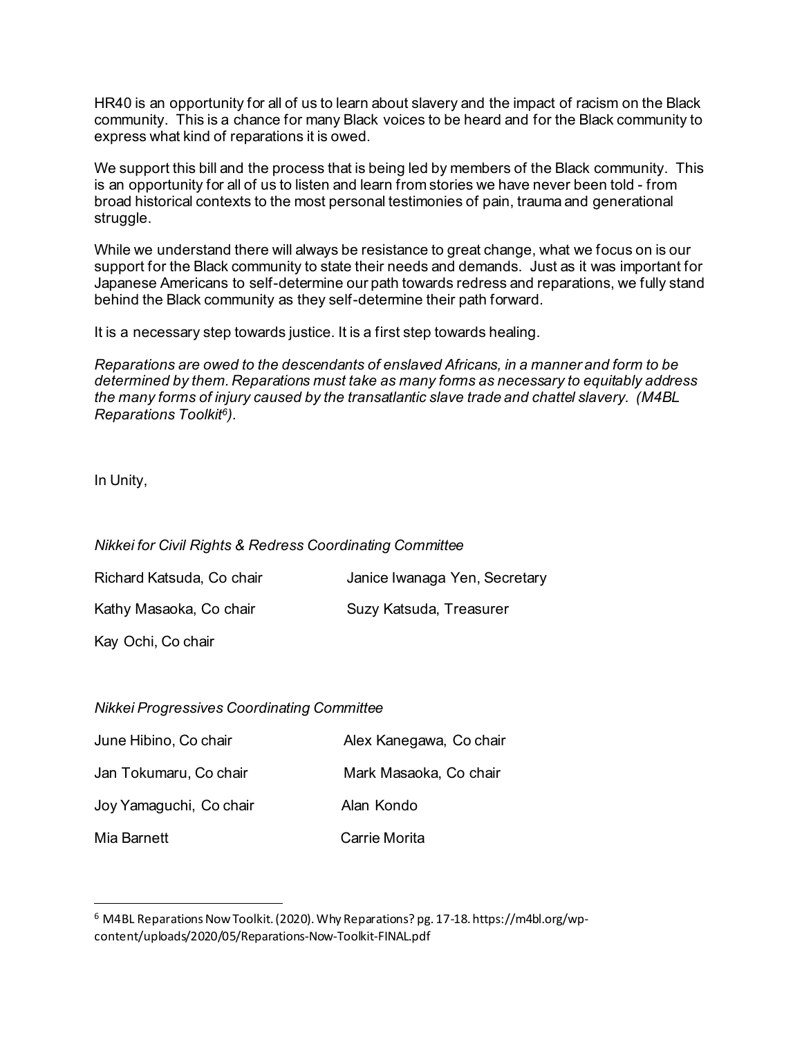HR40 is an opportunity for all of us to learn about slavery and the impact of racism on the Black community. This is a chance for many Black voices to be heard and for the Black community to express what kind of reparations it is owed.

We support this bill and the process that is being led by members of the Black community. This is an opportunity for all of us to listen and learn from stories we have never been told - from broad historical contexts to the most personal testimonies of pain, trauma and generational struggle.

While we understand there will always be resistance to great change, what we focus on is our support for the Black community to state their needs and demands. Just as it was important for Japanese Americans to self-determine our path towards redress and reparations, we fully stand behind the Black community as they self-determine their path forward.

It is a necessary step towards justice. It is a first step towards healing.

*Reparations are owed to the descendants of enslaved Africans, in a manner and form to be determined by them. Reparations must take as many forms as necessary to equitably address the many forms of injury caused by the transatlantic slave trade and chattel slavery. (M4BL Reparations Toolkit[6]).*

In Unity,

*Nikkei for Civil Rights & Redress Coordinating Committee*

Richard Katsuda, Co chair
Janice Iwanaga Yen, Secretary
Kathy Masaoka, Co chair
Suzy Katsuda, Treasurer
Kay Ochi, Co chair

*Nikkei Progressives Coordinating Committee*

June Hibino, Co chair
Alex Kanegawa, Co chair
Jan Tokumaru, Co chair
Mark Masaoka, Co chair
Joy Yamaguchi, Co chair
Alan Kondo
Mia Barnett
Carrie Morita

[6] M4BL Reparations Now Toolkit. (2020). Why Reparations? pg. 17-18. https://m4bl.org/wp-content/uploads/2020/05/Reparations-Now-Toolkit-FINAL.pdf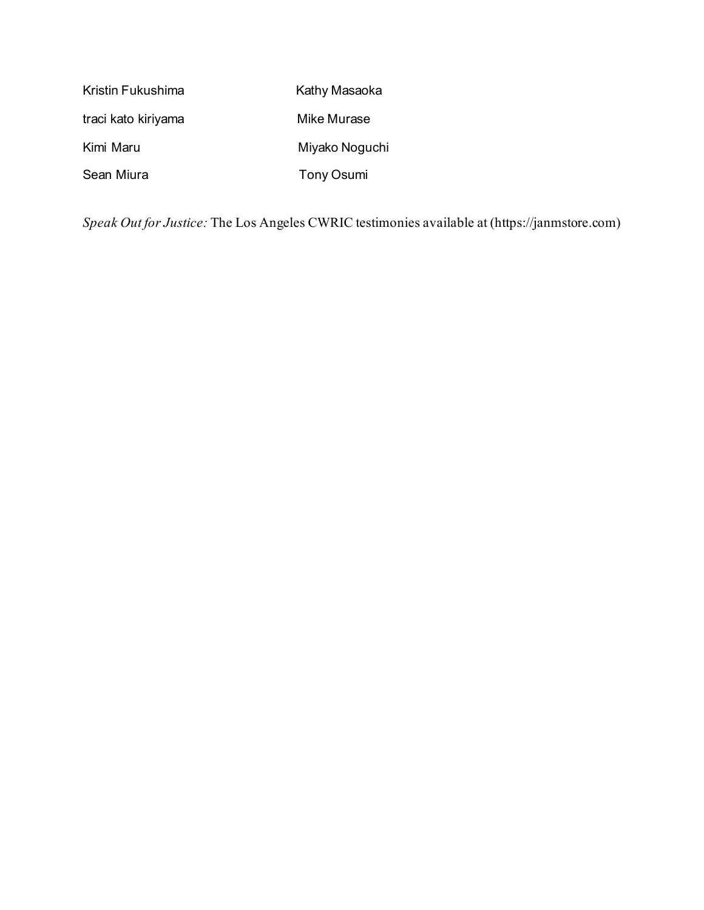| | |
|---|---|
| Kristin Fukushima | Kathy Masaoka |
| traci kato kiriyama | Mike Murase |
| Kimi Maru | Miyako Noguchi |
| Sean Miura | Tony Osumi |

*Speak Out for Justice:* The Los Angeles CWRIC testimonies available at (https://janmstore.com)